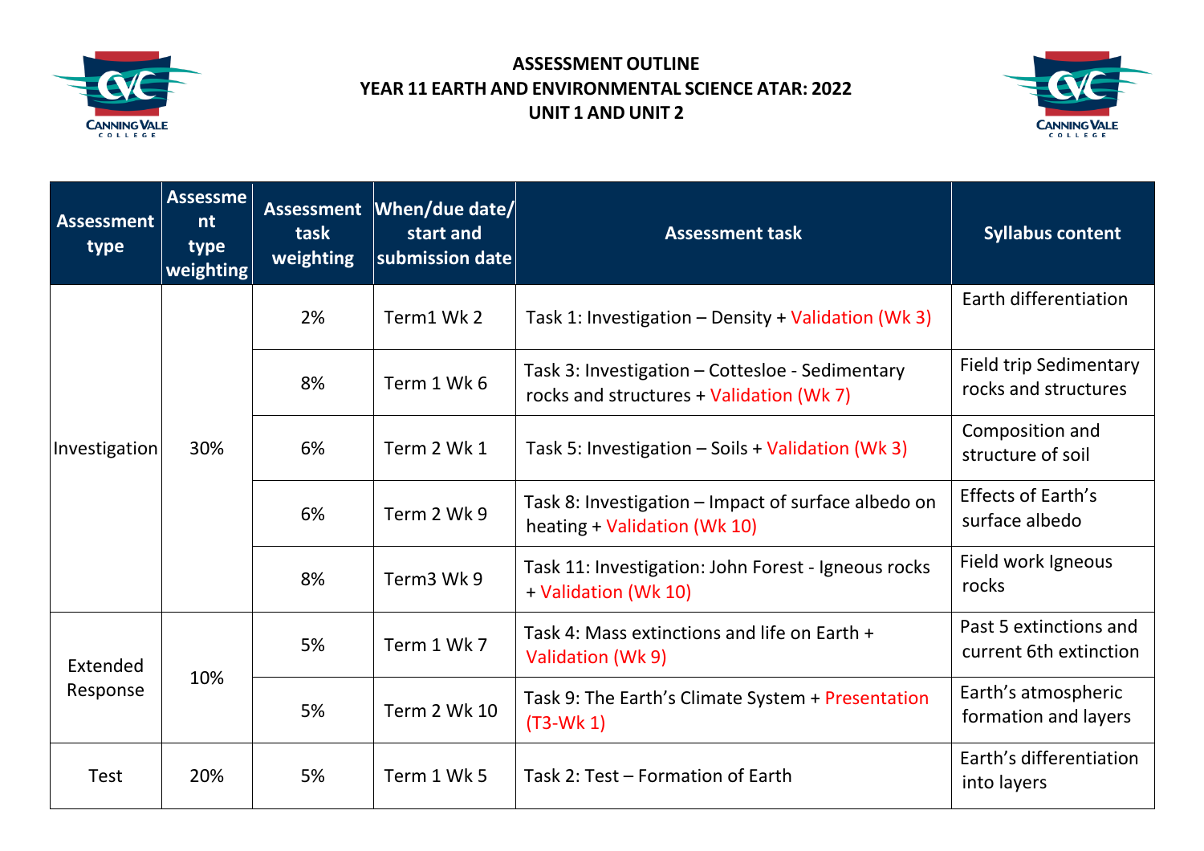# ASSESSMENT OUTLINE
# YEAR 11 EARTH AND ENVIRONMENTAL SCIENCE ATAR: 2022
# UNIT 1 AND UNIT 2

| Assessment type | Assessment type weighting | Assessment task weighting | When/due date/ start and submission date | Assessment task | Syllabus content |
|---|---|---|---|---|---|
| Investigation | 30% | 2% | Term1 Wk 2 | Task 1: Investigation – Density + Validation (Wk 3) | Earth differentiation |
| | | 8% | Term 1 Wk 6 | Task 3: Investigation – Cottesloe - Sedimentary rocks and structures + Validation (Wk 7) | Field trip Sedimentary rocks and structures |
| | | 6% | Term 2 Wk 1 | Task 5: Investigation – Soils + Validation (Wk 3) | Composition and structure of soil |
| | | 6% | Term 2 Wk 9 | Task 8: Investigation – Impact of surface albedo on heating + Validation (Wk 10) | Effects of Earth's surface albedo |
| | | 8% | Term3 Wk 9 | Task 11: Investigation: John Forest - Igneous rocks + Validation (Wk 10) | Field work Igneous rocks |
| Extended Response | 10% | 5% | Term 1 Wk 7 | Task 4: Mass extinctions and life on Earth + Validation (Wk 9) | Past 5 extinctions and current 6th extinction |
| | | 5% | Term 2 Wk 10 | Task 9: The Earth's Climate System + Presentation (T3-Wk 1) | Earth's atmospheric formation and layers |
| Test | 20% | 5% | Term 1 Wk 5 | Task 2: Test – Formation of Earth | Earth's differentiation into layers |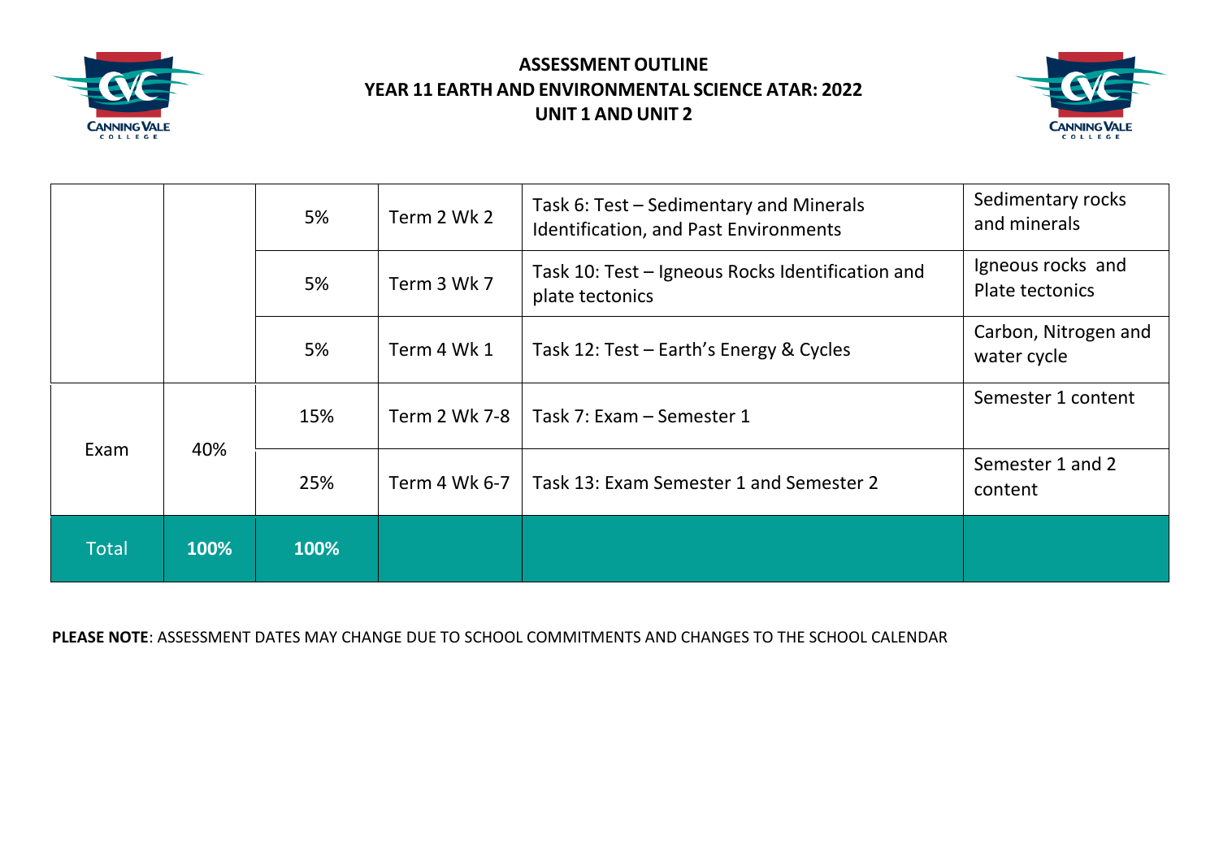**ASSESSMENT OUTLINE**
**YEAR 11 EARTH AND ENVIRONMENTAL SCIENCE ATAR: 2022**
**UNIT 1 AND UNIT 2**

| | | | | | |
|---|---|---|---|---|---|
| | | 5% | Term 2 Wk 2 | Task 6: Test – Sedimentary and Minerals Identification, and Past Environments | Sedimentary rocks and minerals |
| | | 5% | Term 3 Wk 7 | Task 10: Test – Igneous Rocks Identification and plate tectonics | Igneous rocks and Plate tectonics |
| | | 5% | Term 4 Wk 1 | Task 12: Test – Earth's Energy & Cycles | Carbon, Nitrogen and water cycle |
| Exam | 40% | 15% | Term 2 Wk 7-8 | Task 7: Exam – Semester 1 | Semester 1 content |
| | | 25% | Term 4 Wk 6-7 | Task 13: Exam Semester 1 and Semester 2 | Semester 1 and 2 content |
| Total | **100%** | **100%** | | | |

**PLEASE NOTE**: ASSESSMENT DATES MAY CHANGE DUE TO SCHOOL COMMITMENTS AND CHANGES TO THE SCHOOL CALENDAR